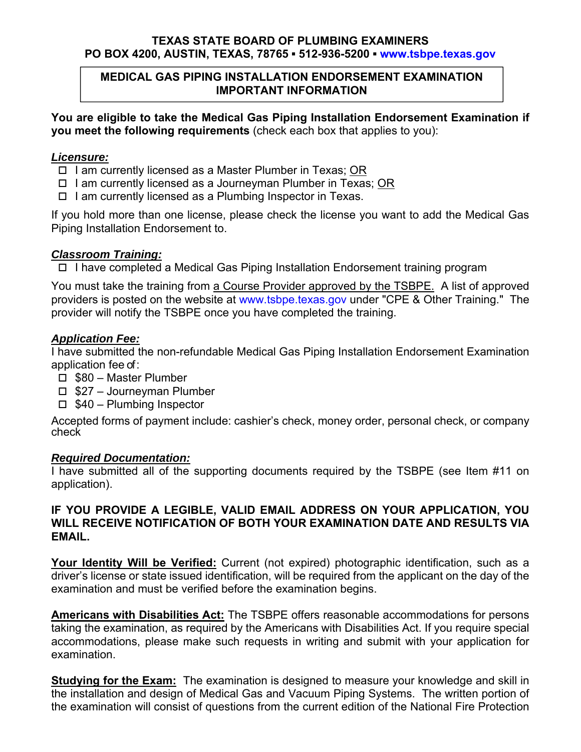**TEXAS STATE BOARD OF PLUMBING EXAMINERS**
**PO BOX 4200, AUSTIN, TEXAS, 78765 ▪ 512-936-5200 ▪ www.tsbpe.texas.gov**

# MEDICAL GAS PIPING INSTALLATION ENDORSEMENT EXAMINATION IMPORTANT INFORMATION

**You are eligible to take the Medical Gas Piping Installation Endorsement Examination if you meet the following requirements** (check each box that applies to you):

***Licensure:***

- ☐ I am currently licensed as a Master Plumber in Texas; OR
- ☐ I am currently licensed as a Journeyman Plumber in Texas; OR
- ☐ I am currently licensed as a Plumbing Inspector in Texas.

If you hold more than one license, please check the license you want to add the Medical Gas Piping Installation Endorsement to.

***Classroom Training:***

- ☐ I have completed a Medical Gas Piping Installation Endorsement training program

You must take the training from a Course Provider approved by the TSBPE. A list of approved providers is posted on the website at www.tsbpe.texas.gov under "CPE & Other Training." The provider will notify the TSBPE once you have completed the training.

***Application Fee:***

I have submitted the non-refundable Medical Gas Piping Installation Endorsement Examination application fee of:

- ☐ $80 – Master Plumber
- ☐ $27 – Journeyman Plumber
- ☐ $40 – Plumbing Inspector

Accepted forms of payment include: cashier's check, money order, personal check, or company check

***Required Documentation:***

I have submitted all of the supporting documents required by the TSBPE (see Item #11 on application).

**IF YOU PROVIDE A LEGIBLE, VALID EMAIL ADDRESS ON YOUR APPLICATION, YOU WILL RECEIVE NOTIFICATION OF BOTH YOUR EXAMINATION DATE AND RESULTS VIA EMAIL.**

**Your Identity Will be Verified:** Current (not expired) photographic identification, such as a driver's license or state issued identification, will be required from the applicant on the day of the examination and must be verified before the examination begins.

**Americans with Disabilities Act:** The TSBPE offers reasonable accommodations for persons taking the examination, as required by the Americans with Disabilities Act. If you require special accommodations, please make such requests in writing and submit with your application for examination.

**Studying for the Exam:** The examination is designed to measure your knowledge and skill in the installation and design of Medical Gas and Vacuum Piping Systems. The written portion of the examination will consist of questions from the current edition of the National Fire Protection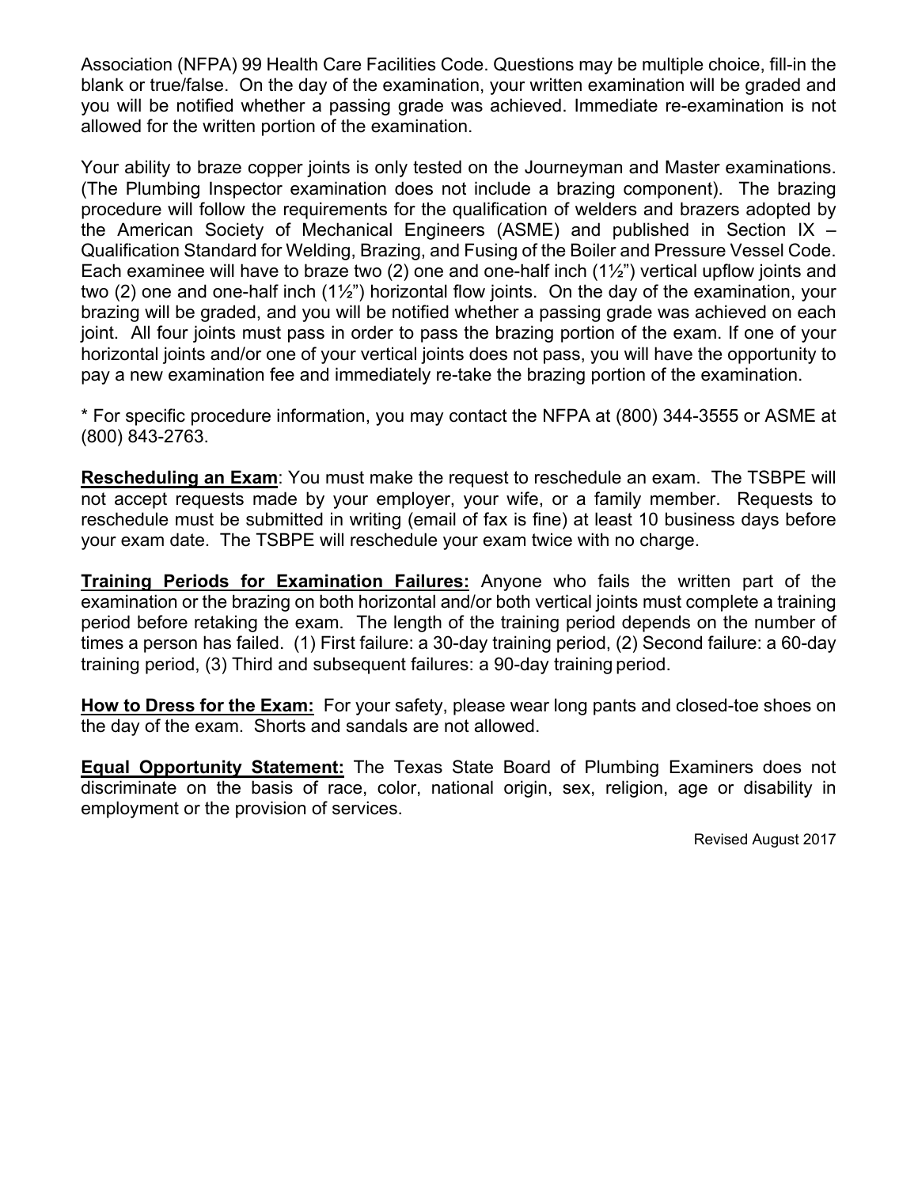Association (NFPA) 99 Health Care Facilities Code. Questions may be multiple choice, fill-in the blank or true/false. On the day of the examination, your written examination will be graded and you will be notified whether a passing grade was achieved. Immediate re-examination is not allowed for the written portion of the examination.

Your ability to braze copper joints is only tested on the Journeyman and Master examinations. (The Plumbing Inspector examination does not include a brazing component). The brazing procedure will follow the requirements for the qualification of welders and brazers adopted by the American Society of Mechanical Engineers (ASME) and published in Section IX – Qualification Standard for Welding, Brazing, and Fusing of the Boiler and Pressure Vessel Code. Each examinee will have to braze two (2) one and one-half inch (1½") vertical upflow joints and two (2) one and one-half inch (1½") horizontal flow joints. On the day of the examination, your brazing will be graded, and you will be notified whether a passing grade was achieved on each joint. All four joints must pass in order to pass the brazing portion of the exam. If one of your horizontal joints and/or one of your vertical joints does not pass, you will have the opportunity to pay a new examination fee and immediately re-take the brazing portion of the examination.

* For specific procedure information, you may contact the NFPA at (800) 344-3555 or ASME at (800) 843-2763.

**Rescheduling an Exam**: You must make the request to reschedule an exam. The TSBPE will not accept requests made by your employer, your wife, or a family member. Requests to reschedule must be submitted in writing (email of fax is fine) at least 10 business days before your exam date. The TSBPE will reschedule your exam twice with no charge.

**Training Periods for Examination Failures:** Anyone who fails the written part of the examination or the brazing on both horizontal and/or both vertical joints must complete a training period before retaking the exam. The length of the training period depends on the number of times a person has failed. (1) First failure: a 30-day training period, (2) Second failure: a 60-day training period, (3) Third and subsequent failures: a 90-day training period.

**How to Dress for the Exam:** For your safety, please wear long pants and closed-toe shoes on the day of the exam. Shorts and sandals are not allowed.

**Equal Opportunity Statement:** The Texas State Board of Plumbing Examiners does not discriminate on the basis of race, color, national origin, sex, religion, age or disability in employment or the provision of services.

Revised August 2017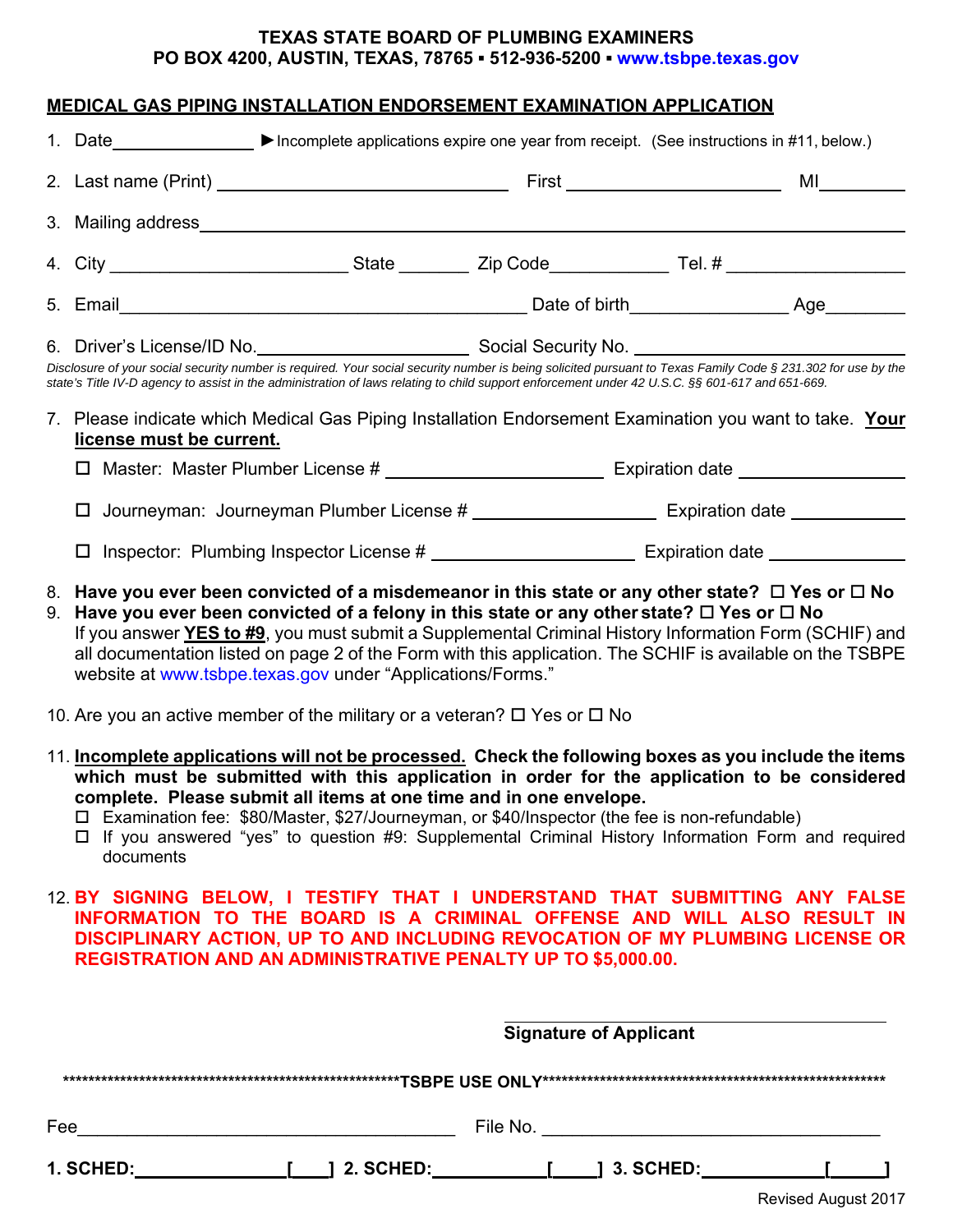**TEXAS STATE BOARD OF PLUMBING EXAMINERS**
**PO BOX 4200, AUSTIN, TEXAS, 78765 ▪ 512-936-5200 ▪ www.tsbpe.texas.gov**

## MEDICAL GAS PIPING INSTALLATION ENDORSEMENT EXAMINATION APPLICATION

1. Date______________ ►Incomplete applications expire one year from receipt. (See instructions in #11, below.)

2. Last name (Print) ______________________ First ____________________ MI________

3. Mailing address________________________________________________________________

4. City ____________________ State _______ Zip Code___________ Tel. # _________________

5. Email_____________________________________ Date of birth______________ Age________

6. Driver's License/ID No.____________________ Social Security No. ________________________

*Disclosure of your social security number is required. Your social security number is being solicited pursuant to Texas Family Code § 231.302 for use by the state's Title IV-D agency to assist in the administration of laws relating to child support enforcement under 42 U.S.C. §§ 601-617 and 651-669.*

7. Please indicate which Medical Gas Piping Installation Endorsement Examination you want to take. **Your license must be current.**
   - ☐ Master: Master Plumber License # ____________________ Expiration date ________________
   - ☐ Journeyman: Journeyman Plumber License # _________________ Expiration date ___________
   - ☐ Inspector: Plumbing Inspector License # ___________________ Expiration date _____________

8. **Have you ever been convicted of a misdemeanor in this state or any other state? ☐ Yes or ☐ No**

9. **Have you ever been convicted of a felony in this state or any other state? ☐ Yes or ☐ No**
   If you answer **YES to #9**, you must submit a Supplemental Criminal History Information Form (SCHIF) and all documentation listed on page 2 of the Form with this application. The SCHIF is available on the TSBPE website at www.tsbpe.texas.gov under "Applications/Forms."

10. Are you an active member of the military or a veteran? ☐ Yes or ☐ No

11. **Incomplete applications will not be processed. Check the following boxes as you include the items which must be submitted with this application in order for the application to be considered complete. Please submit all items at one time and in one envelope.**
    - ☐ Examination fee: $80/Master, $27/Journeyman, or $40/Inspector (the fee is non-refundable)
    - ☐ If you answered "yes" to question #9: Supplemental Criminal History Information Form and required documents

12. **BY SIGNING BELOW, I TESTIFY THAT I UNDERSTAND THAT SUBMITTING ANY FALSE INFORMATION TO THE BOARD IS A CRIMINAL OFFENSE AND WILL ALSO RESULT IN DISCIPLINARY ACTION, UP TO AND INCLUDING REVOCATION OF MY PLUMBING LICENSE OR REGISTRATION AND AN ADMINISTRATIVE PENALTY UP TO $5,000.00.**

______________________________
**Signature of Applicant**

**********************************************************TSBPE USE ONLY**********************************************************

Fee_____________________________________ File No. _________________________________

**1. SCHED:______________[___] 2. SCHED:___________[____] 3. SCHED:____________[_____]**

Revised August 2017